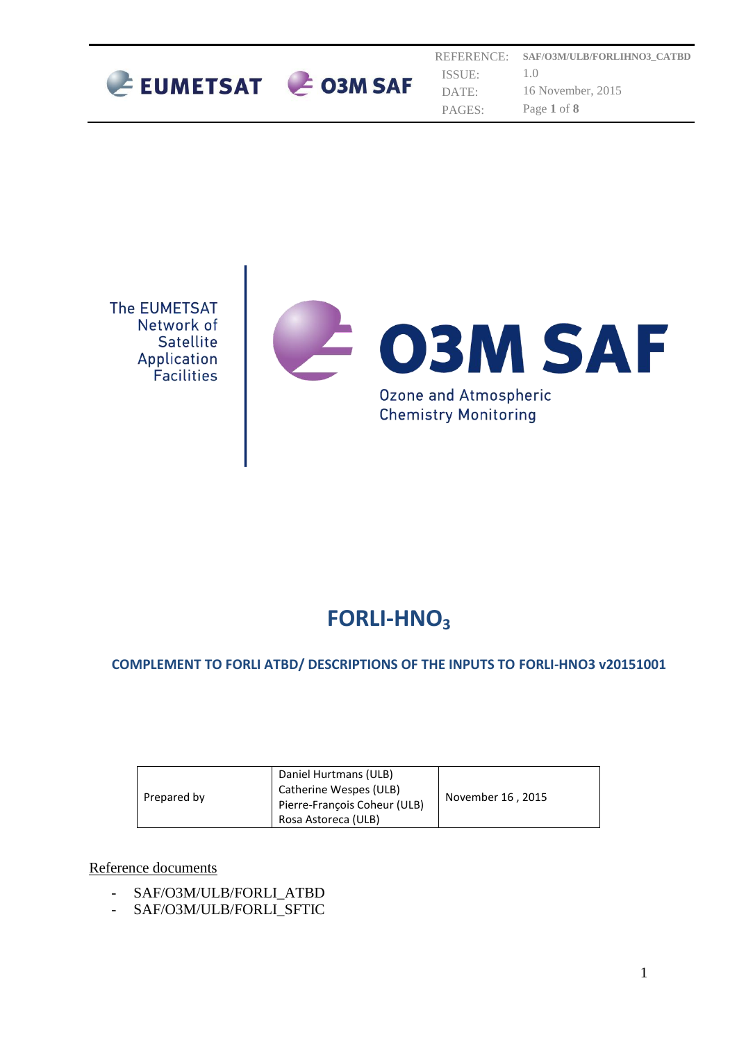| REFERENCE: | SAF/O3M/ULB/FORLIHNO3_CATBD |
| --- | --- |
| ISSUE: | 1.0 |
| DATE: | 16 November, 2015 |

The EUMETSAT Network of Satellite Application Facilities

O3M SAF

Ozone and Atmospheric Chemistry Monitoring

# FORLI-$HNO_3$

## COMPLEMENT TO FORLI ATBD/ DESCRIPTIONS OF THE INPUTS TO FORLI-HNO3 v20151001

| Prepared by | Daniel Hurtmans (ULB)<br>Catherine Wespes (ULB)<br>Pierre-François Coheur (ULB)<br>Rosa Astoreca (ULB) | November 16 , 2015 |
| --- | --- | --- |

Reference documents

- SAF/O3M/ULB/FORLI_ATBD
- SAF/O3M/ULB/FORLI_SFTIC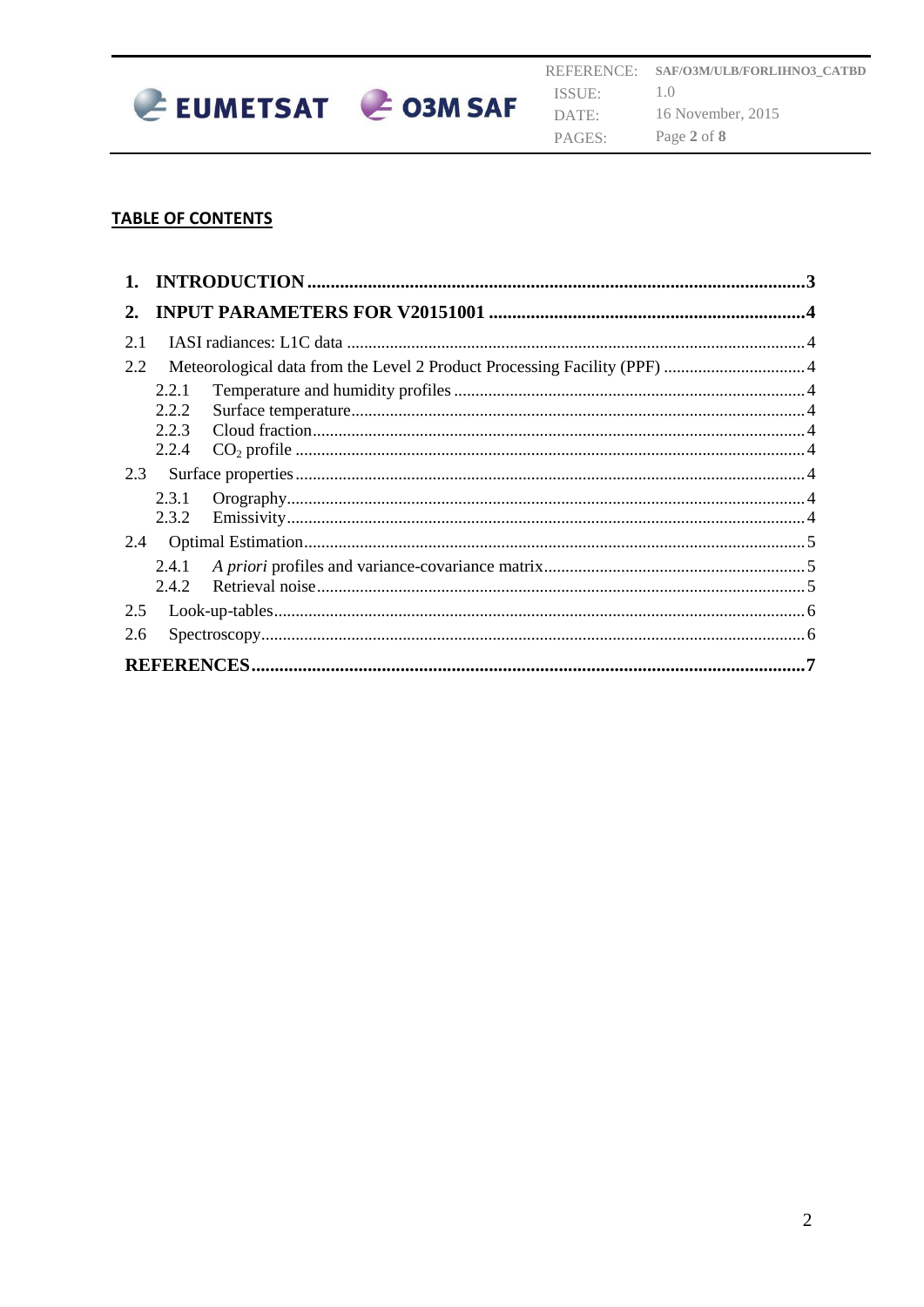**TABLE OF CONTENTS**

**1. INTRODUCTION ........................................................................................................... 3**

**2. INPUT PARAMETERS FOR V20151001 ....................................................................... 4**

2.1 IASI radiances: L1C data .......................................................................................... 4

2.2 Meteorological data from the Level 2 Product Processing Facility (PPF) ................................ 4

- 2.2.1 Temperature and humidity profiles ........................................................................ 4
- 2.2.2 Surface temperature ............................................................................................ 4
- 2.2.3 Cloud fraction ..................................................................................................... 4
- 2.2.4 $CO_2$ profile ..................................................................................................... 4

2.3 Surface properties ...................................................................................................... 4

- 2.3.1 Orography ........................................................................................................... 4
- 2.3.2 Emissivity ........................................................................................................... 4

2.4 Optimal Estimation ..................................................................................................... 5

- 2.4.1 *A priori* profiles and variance-covariance matrix ..................................................... 5
- 2.4.2 Retrieval noise .................................................................................................... 5

2.5 Look-up-tables ........................................................................................................... 6

2.6 Spectroscopy .............................................................................................................. 6

**REFERENCES ................................................................................................................... 7**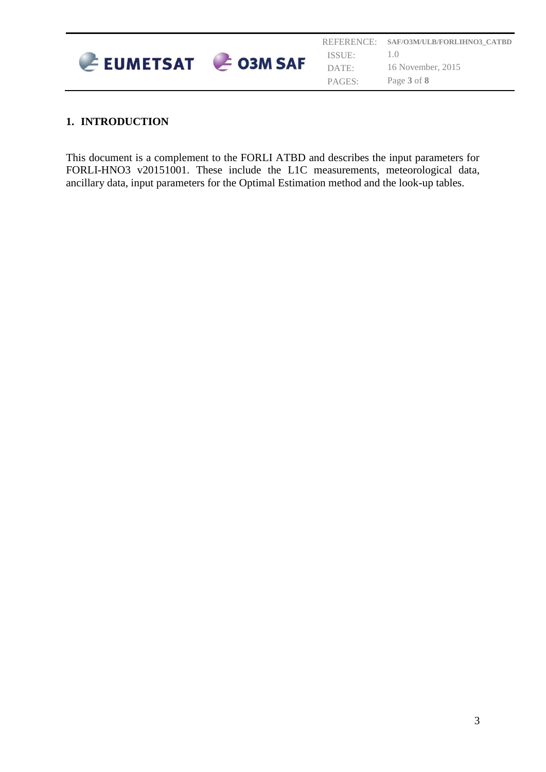# 1. INTRODUCTION

This document is a complement to the FORLI ATBD and describes the input parameters for FORLI-HNO3 v20151001. These include the L1C measurements, meteorological data, ancillary data, input parameters for the Optimal Estimation method and the look-up tables.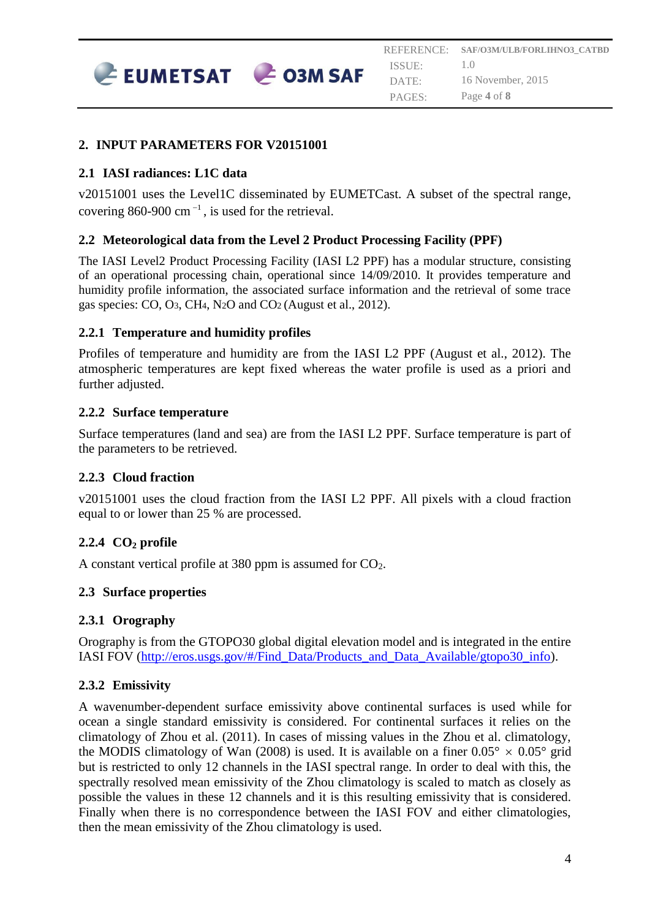## 2. INPUT PARAMETERS FOR V20151001

### 2.1 IASI radiances: L1C data

v20151001 uses the Level1C disseminated by EUMETCast. A subset of the spectral range, covering 860-900 $cm^{-1}$, is used for the retrieval.

### 2.2 Meteorological data from the Level 2 Product Processing Facility (PPF)

The IASI Level2 Product Processing Facility (IASI L2 PPF) has a modular structure, consisting of an operational processing chain, operational since 14/09/2010. It provides temperature and humidity profile information, the associated surface information and the retrieval of some trace gas species: CO, $O_3$, $CH_4$, $N_2O$ and $CO_2$ (August et al., 2012).

#### 2.2.1 Temperature and humidity profiles

Profiles of temperature and humidity are from the IASI L2 PPF (August et al., 2012). The atmospheric temperatures are kept fixed whereas the water profile is used as a priori and further adjusted.

#### 2.2.2 Surface temperature

Surface temperatures (land and sea) are from the IASI L2 PPF. Surface temperature is part of the parameters to be retrieved.

#### 2.2.3 Cloud fraction

v20151001 uses the cloud fraction from the IASI L2 PPF. All pixels with a cloud fraction equal to or lower than 25 % are processed.

#### 2.2.4 $CO_2$ profile

A constant vertical profile at 380 ppm is assumed for $CO_2$.

### 2.3 Surface properties

#### 2.3.1 Orography

Orography is from the GTOPO30 global digital elevation model and is integrated in the entire IASI FOV (http://eros.usgs.gov/#/Find_Data/Products_and_Data_Available/gtopo30_info).

#### 2.3.2 Emissivity

A wavenumber-dependent surface emissivity above continental surfaces is used while for ocean a single standard emissivity is considered. For continental surfaces it relies on the climatology of Zhou et al. (2011). In cases of missing values in the Zhou et al. climatology, the MODIS climatology of Wan (2008) is used. It is available on a finer $0.05° \times 0.05°$ grid but is restricted to only 12 channels in the IASI spectral range. In order to deal with this, the spectrally resolved mean emissivity of the Zhou climatology is scaled to match as closely as possible the values in these 12 channels and it is this resulting emissivity that is considered. Finally when there is no correspondence between the IASI FOV and either climatologies, then the mean emissivity of the Zhou climatology is used.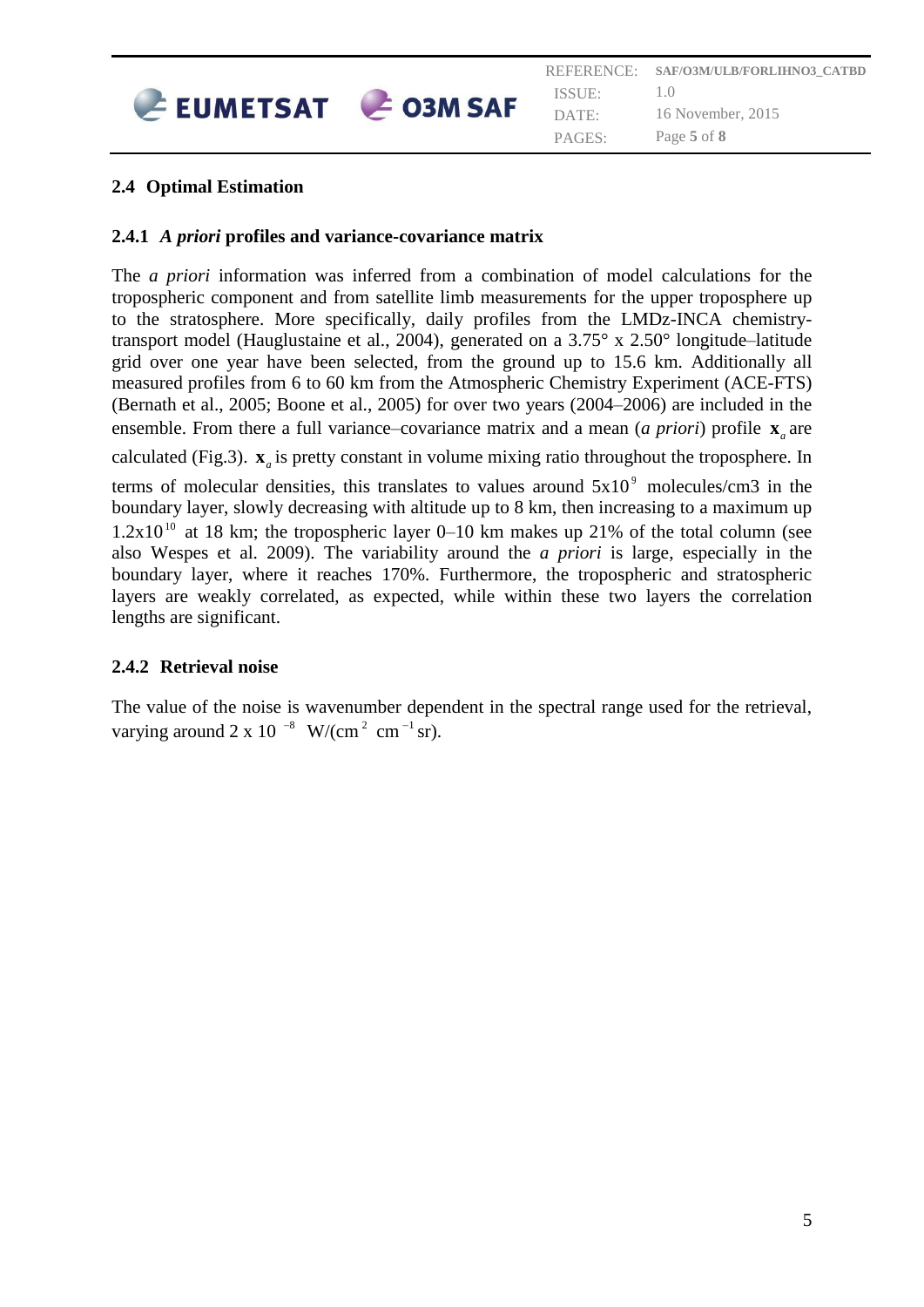## 2.4 Optimal Estimation

### 2.4.1 *A priori* profiles and variance-covariance matrix

The *a priori* information was inferred from a combination of model calculations for the tropospheric component and from satellite limb measurements for the upper troposphere up to the stratosphere. More specifically, daily profiles from the LMDz-INCA chemistry-transport model (Hauglustaine et al., 2004), generated on a 3.75° x 2.50° longitude–latitude grid over one year have been selected, from the ground up to 15.6 km. Additionally all measured profiles from 6 to 60 km from the Atmospheric Chemistry Experiment (ACE-FTS) (Bernath et al., 2005; Boone et al., 2005) for over two years (2004–2006) are included in the ensemble. From there a full variance–covariance matrix and a mean (*a priori*) profile $\mathbf{x}_a$ are calculated (Fig.3). $\mathbf{x}_a$ is pretty constant in volume mixing ratio throughout the troposphere. In terms of molecular densities, this translates to values around $5 \times 10^{9}$ molecules/cm3 in the boundary layer, slowly decreasing with altitude up to 8 km, then increasing to a maximum up $1.2 \times 10^{10}$ at 18 km; the tropospheric layer 0–10 km makes up 21% of the total column (see also Wespes et al. 2009). The variability around the *a priori* is large, especially in the boundary layer, where it reaches 170%. Furthermore, the tropospheric and stratospheric layers are weakly correlated, as expected, while within these two layers the correlation lengths are significant.

### 2.4.2 Retrieval noise

The value of the noise is wavenumber dependent in the spectral range used for the retrieval, varying around $2 \times 10^{-8}$ W/(cm$^{2}$ cm$^{-1}$ sr).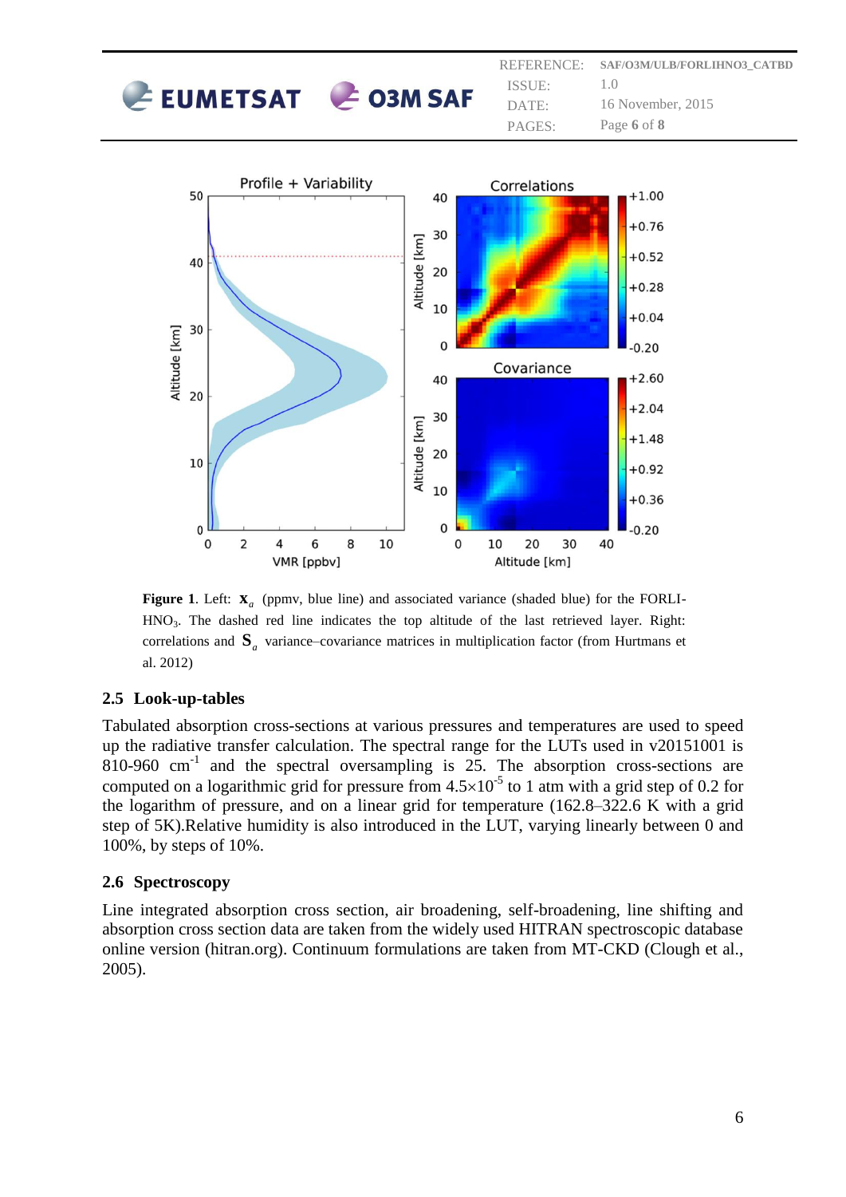**Figure 1**. Left: $\mathbf{x}_a$ (ppmv, blue line) and associated variance (shaded blue) for the FORLI-$HNO_3$. The dashed red line indicates the top altitude of the last retrieved layer. Right: correlations and $\mathbf{S}_a$ variance–covariance matrices in multiplication factor (from Hurtmans et al. 2012)

## 2.5 Look-up-tables

Tabulated absorption cross-sections at various pressures and temperatures are used to speed up the radiative transfer calculation. The spectral range for the LUTs used in v20151001 is 810-960 $cm^{-1}$ and the spectral oversampling is 25. The absorption cross-sections are computed on a logarithmic grid for pressure from $4.5\times10^{-5}$ to 1 atm with a grid step of 0.2 for the logarithm of pressure, and on a linear grid for temperature (162.8–322.6 K with a grid step of 5K).Relative humidity is also introduced in the LUT, varying linearly between 0 and 100%, by steps of 10%.

## 2.6 Spectroscopy

Line integrated absorption cross section, air broadening, self-broadening, line shifting and absorption cross section data are taken from the widely used HITRAN spectroscopic database online version (hitran.org). Continuum formulations are taken from MT-CKD (Clough et al., 2005).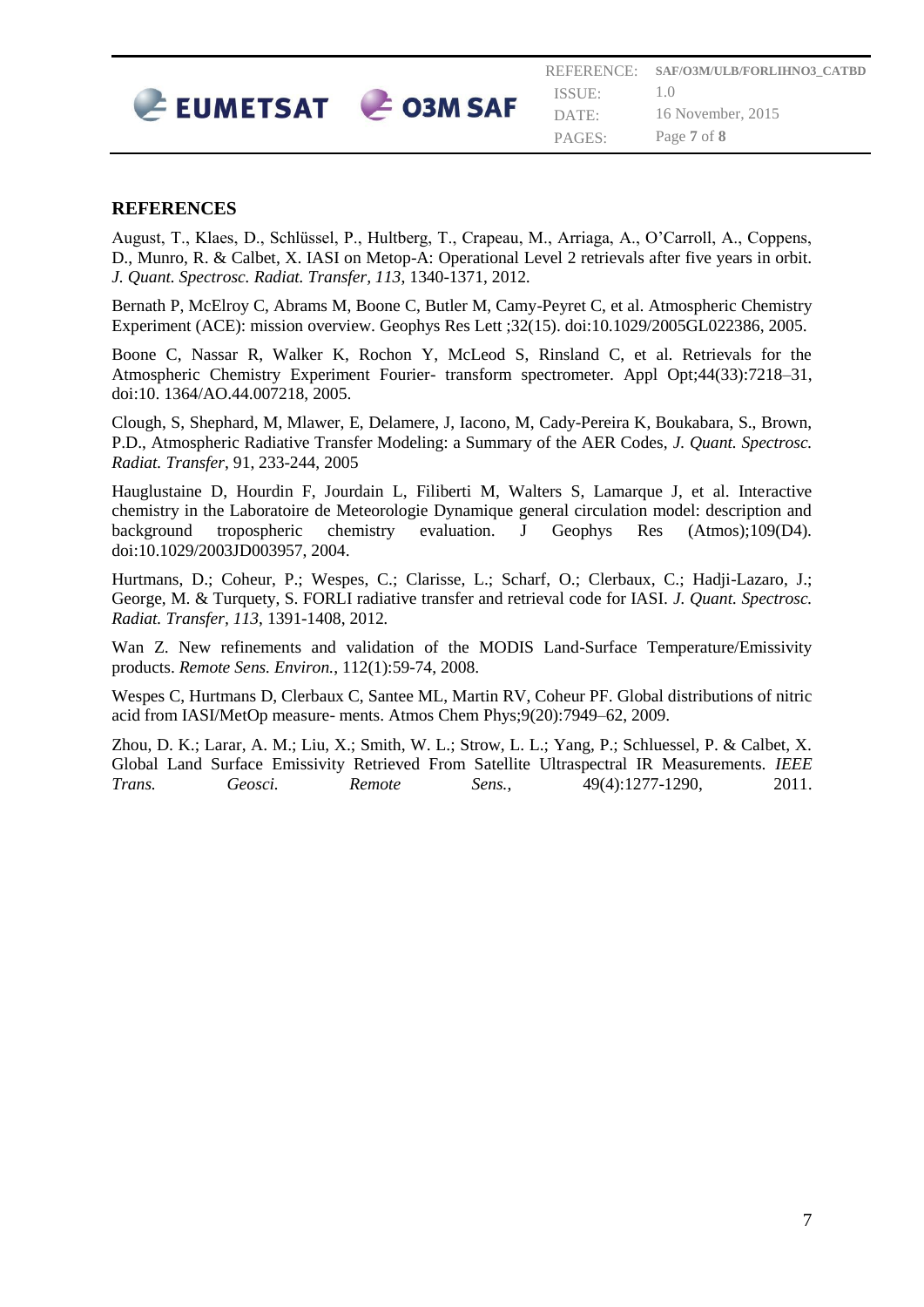## REFERENCES

August, T., Klaes, D., Schlüssel, P., Hultberg, T., Crapeau, M., Arriaga, A., O'Carroll, A., Coppens, D., Munro, R. & Calbet, X. IASI on Metop-A: Operational Level 2 retrievals after five years in orbit. *J. Quant. Spectrosc. Radiat. Transfer, 113*, 1340-1371, 2012.

Bernath P, McElroy C, Abrams M, Boone C, Butler M, Camy-Peyret C, et al. Atmospheric Chemistry Experiment (ACE): mission overview. Geophys Res Lett ;32(15). doi:10.1029/2005GL022386, 2005.

Boone C, Nassar R, Walker K, Rochon Y, McLeod S, Rinsland C, et al. Retrievals for the Atmospheric Chemistry Experiment Fourier- transform spectrometer. Appl Opt;44(33):7218–31, doi:10. 1364/AO.44.007218, 2005.

Clough, S, Shephard, M, Mlawer, E, Delamere, J, Iacono, M, Cady-Pereira K, Boukabara, S., Brown, P.D., Atmospheric Radiative Transfer Modeling: a Summary of the AER Codes, *J. Quant. Spectrosc. Radiat. Transfer*, 91, 233-244, 2005

Hauglustaine D, Hourdin F, Jourdain L, Filiberti M, Walters S, Lamarque J, et al. Interactive chemistry in the Laboratoire de Meteorologie Dynamique general circulation model: description and background tropospheric chemistry evaluation. J Geophys Res (Atmos);109(D4). doi:10.1029/2003JD003957, 2004.

Hurtmans, D.; Coheur, P.; Wespes, C.; Clarisse, L.; Scharf, O.; Clerbaux, C.; Hadji-Lazaro, J.; George, M. & Turquety, S. FORLI radiative transfer and retrieval code for IASI. *J. Quant. Spectrosc. Radiat. Transfer, 113*, 1391-1408, 2012.

Wan Z. New refinements and validation of the MODIS Land-Surface Temperature/Emissivity products. *Remote Sens. Environ.*, 112(1):59-74, 2008.

Wespes C, Hurtmans D, Clerbaux C, Santee ML, Martin RV, Coheur PF. Global distributions of nitric acid from IASI/MetOp measure- ments. Atmos Chem Phys;9(20):7949–62, 2009.

Zhou, D. K.; Larar, A. M.; Liu, X.; Smith, W. L.; Strow, L. L.; Yang, P.; Schluessel, P. & Calbet, X. Global Land Surface Emissivity Retrieved From Satellite Ultraspectral IR Measurements. *IEEE Trans. Geosci. Remote Sens.*, 49(4):1277-1290, 2011.